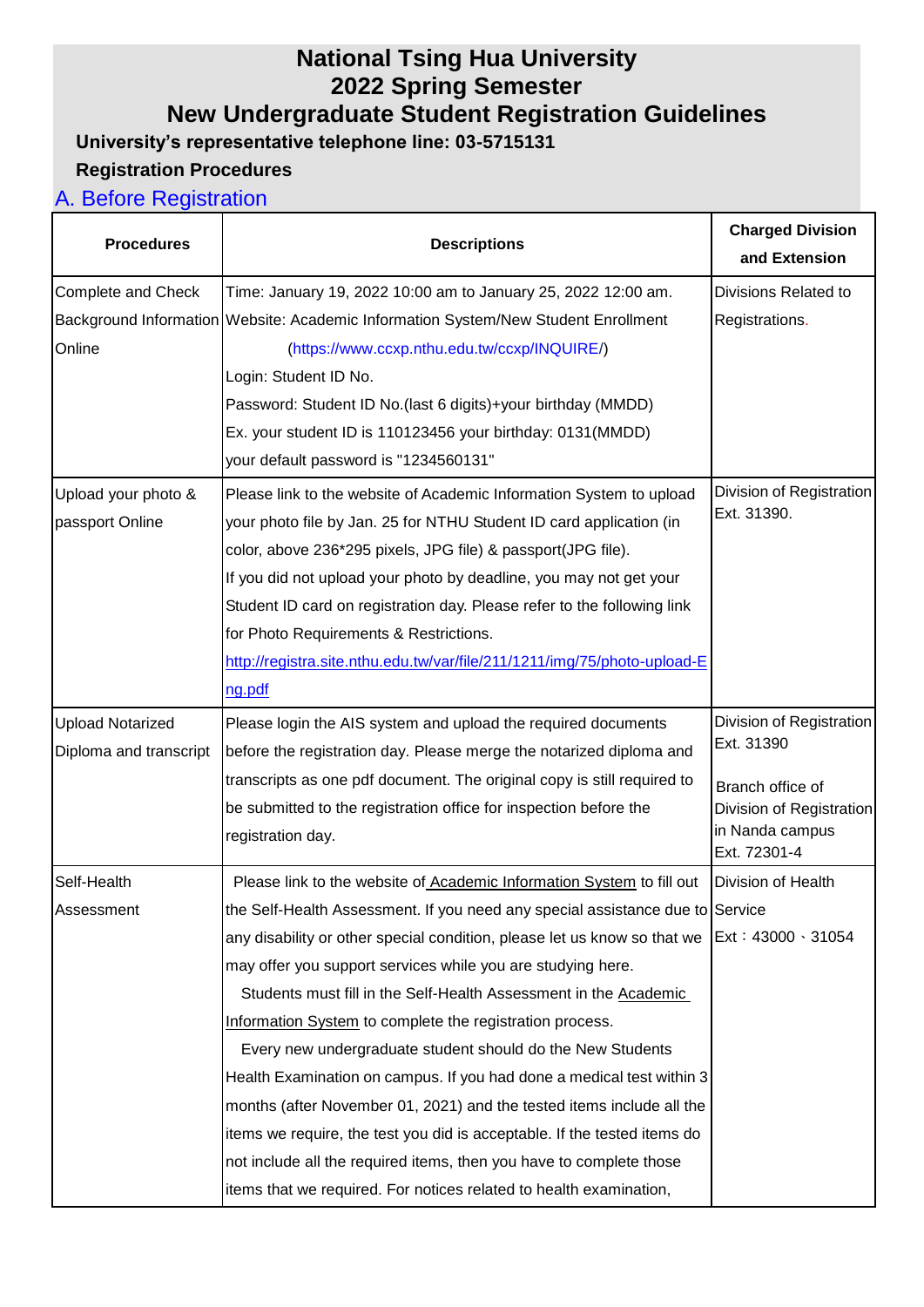# National Tsing Hua University
# 2022 Spring Semester
# New Undergraduate Student Registration Guidelines

**University's representative telephone line: 03-5715131**

**Registration Procedures**

## A. Before Registration

| Procedures | Descriptions | Charged Division and Extension |
|---|---|---|
| Complete and Check Background Information Online | Time: January 19, 2022 10:00 am to January 25, 2022 12:00 am.<br>Website: Academic Information System/New Student Enrollment (https://www.ccxp.nthu.edu.tw/ccxp/INQUIRE/)<br>Login: Student ID No.<br>Password: Student ID No.(last 6 digits)+your birthday (MMDD)<br>Ex. your student ID is 110123456 your birthday: 0131(MMDD)<br>your default password is "1234560131" | Divisions Related to Registrations. |
| Upload your photo & passport Online | Please link to the website of Academic Information System to upload your photo file by Jan. 25 for NTHU Student ID card application (in color, above 236*295 pixels, JPG file) & passport(JPG file).<br>If you did not upload your photo by deadline, you may not get your Student ID card on registration day. Please refer to the following link for Photo Requirements & Restrictions.<br>http://registra.site.nthu.edu.tw/var/file/211/1211/img/75/photo-upload-Eng.pdf | Division of Registration Ext. 31390. |
| Upload Notarized Diploma and transcript | Please login the AIS system and upload the required documents before the registration day. Please merge the notarized diploma and transcripts as one pdf document. The original copy is still required to be submitted to the registration office for inspection before the registration day. | Division of Registration Ext. 31390<br><br>Branch office of Division of Registration in Nanda campus Ext. 72301-4 |
| Self-Health Assessment | Please link to the website of Academic Information System to fill out the Self-Health Assessment. If you need any special assistance due to any disability or other special condition, please let us know so that we may offer you support services while you are studying here.<br>Students must fill in the Self-Health Assessment in the Academic Information System to complete the registration process.<br>Every new undergraduate student should do the New Students Health Examination on campus. If you had done a medical test within 3 months (after November 01, 2021) and the tested items include all the items we require, the test you did is acceptable. If the tested items do not include all the required items, then you have to complete those items that we required. For notices related to health examination, | Division of Health Service<br>Ext：43000、31054 |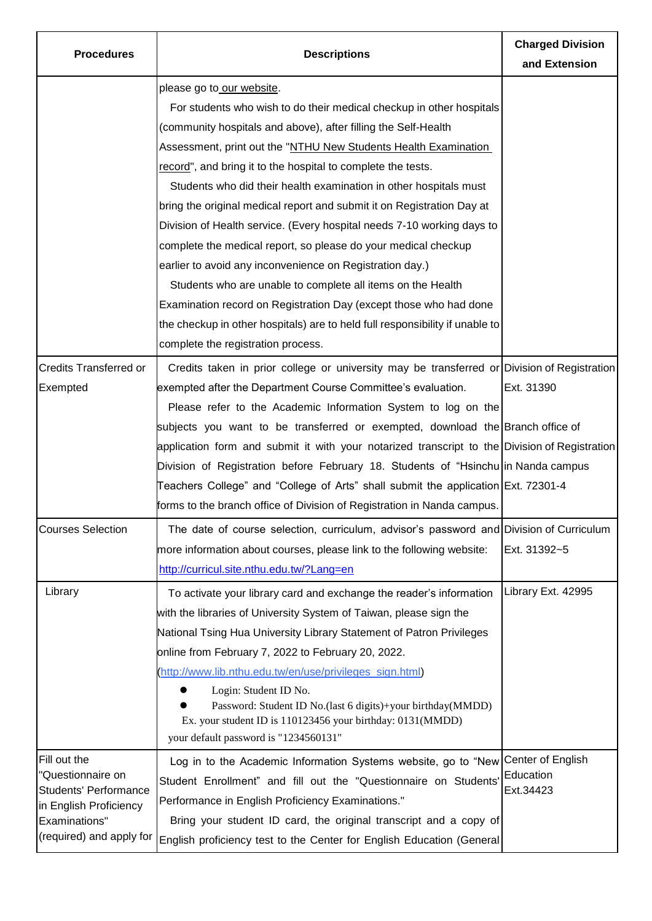| Procedures | Descriptions | Charged Division and Extension |
|---|---|---|
| | please go to our website.<br>For students who wish to do their medical checkup in other hospitals (community hospitals and above), after filling the Self-Health Assessment, print out the "NTHU New Students Health Examination record", and bring it to the hospital to complete the tests.<br>Students who did their health examination in other hospitals must bring the original medical report and submit it on Registration Day at Division of Health service. (Every hospital needs 7-10 working days to complete the medical report, so please do your medical checkup earlier to avoid any inconvenience on Registration day.)<br>Students who are unable to complete all items on the Health Examination record on Registration Day (except those who had done the checkup in other hospitals) are to held full responsibility if unable to complete the registration process. | |
| Credits Transferred or Exempted | Credits taken in prior college or university may be transferred or exempted after the Department Course Committee's evaluation.<br>Please refer to the Academic Information System to log on the subjects you want to be transferred or exempted, download the application form and submit it with your notarized transcript to the Division of Registration before February 18. Students of "Hsinchu Teachers College" and "College of Arts" shall submit the application forms to the branch office of Division of Registration in Nanda campus. | Division of Registration Ext. 31390<br>Branch office of Division of Registration in Nanda campus Ext. 72301-4 |
| Courses Selection | The date of course selection, curriculum, advisor's password and more information about courses, please link to the following website: http://curricul.site.nthu.edu.tw/?Lang=en | Division of Curriculum Ext. 31392~5 |
| Library | To activate your library card and exchange the reader's information with the libraries of University System of Taiwan, please sign the National Tsing Hua University Library Statement of Patron Privileges online from February 7, 2022 to February 20, 2022. (http://www.lib.nthu.edu.tw/en/use/privileges_sign.html)<br>● Login: Student ID No.<br>● Password: Student ID No.(last 6 digits)+your birthday(MMDD)<br>Ex. your student ID is 110123456 your birthday: 0131(MMDD)<br>your default password is "1234560131" | Library Ext. 42995 |
| Fill out the "Questionnaire on Students' Performance in English Proficiency Examinations" (required) and apply for | Log in to the Academic Information Systems website, go to "New Student Enrollment" and fill out the "Questionnaire on Students' Performance in English Proficiency Examinations."<br>Bring your student ID card, the original transcript and a copy of English proficiency test to the Center for English Education (General | Center of English Education Ext.34423 |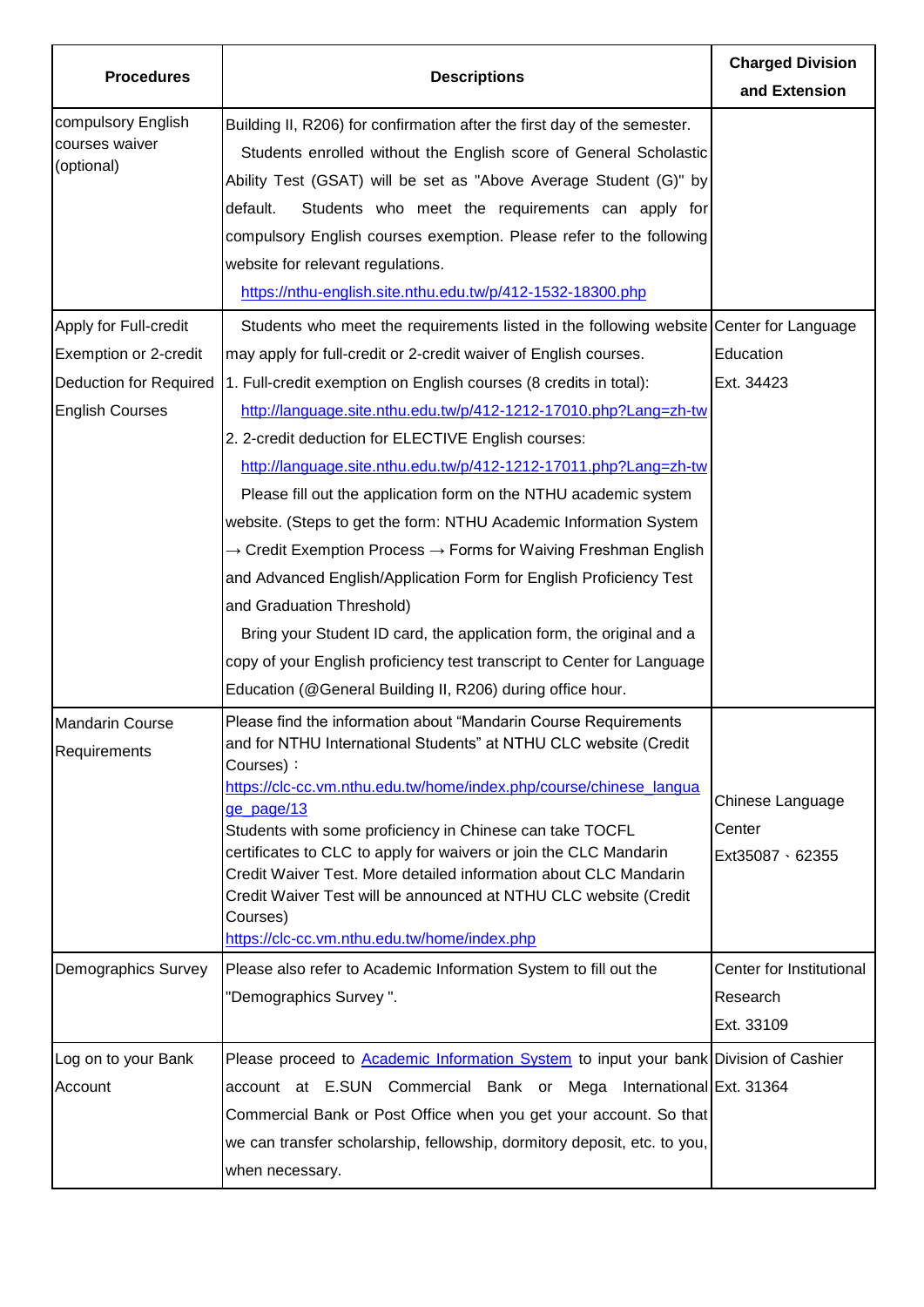| Procedures | Descriptions | Charged Division and Extension |
| --- | --- | --- |
| compulsory English courses waiver (optional) | Building II, R206) for confirmation after the first day of the semester. Students enrolled without the English score of General Scholastic Ability Test (GSAT) will be set as "Above Average Student (G)" by default. Students who meet the requirements can apply for compulsory English courses exemption. Please refer to the following website for relevant regulations. https://nthu-english.site.nthu.edu.tw/p/412-1532-18300.php | |
| Apply for Full-credit Exemption or 2-credit Deduction for Required English Courses | Students who meet the requirements listed in the following website may apply for full-credit or 2-credit waiver of English courses.<br>1. Full-credit exemption on English courses (8 credits in total): http://language.site.nthu.edu.tw/p/412-1212-17010.php?Lang=zh-tw<br>2. 2-credit deduction for ELECTIVE English courses: http://language.site.nthu.edu.tw/p/412-1212-17011.php?Lang=zh-tw<br>Please fill out the application form on the NTHU academic system website. (Steps to get the form: NTHU Academic Information System → Credit Exemption Process → Forms for Waiving Freshman English and Advanced English/Application Form for English Proficiency Test and Graduation Threshold)<br>Bring your Student ID card, the application form, the original and a copy of your English proficiency test transcript to Center for Language Education (@General Building II, R206) during office hour. | Center for Language Education<br>Ext. 34423 |
| Mandarin Course Requirements | Please find the information about "Mandarin Course Requirements and for NTHU International Students" at NTHU CLC website (Credit Courses)：<br>https://clc-cc.vm.nthu.edu.tw/home/index.php/course/chinese_language_page/13<br>Students with some proficiency in Chinese can take TOCFL certificates to CLC to apply for waivers or join the CLC Mandarin Credit Waiver Test. More detailed information about CLC Mandarin Credit Waiver Test will be announced at NTHU CLC website (Credit Courses)<br>https://clc-cc.vm.nthu.edu.tw/home/index.php | Chinese Language Center<br>Ext35087、62355 |
| Demographics Survey | Please also refer to Academic Information System to fill out the "Demographics Survey ". | Center for Institutional Research<br>Ext. 33109 |
| Log on to your Bank Account | Please proceed to Academic Information System to input your bank account at E.SUN Commercial Bank or Mega International Commercial Bank or Post Office when you get your account. So that we can transfer scholarship, fellowship, dormitory deposit, etc. to you, when necessary. | Division of Cashier<br>Ext. 31364 |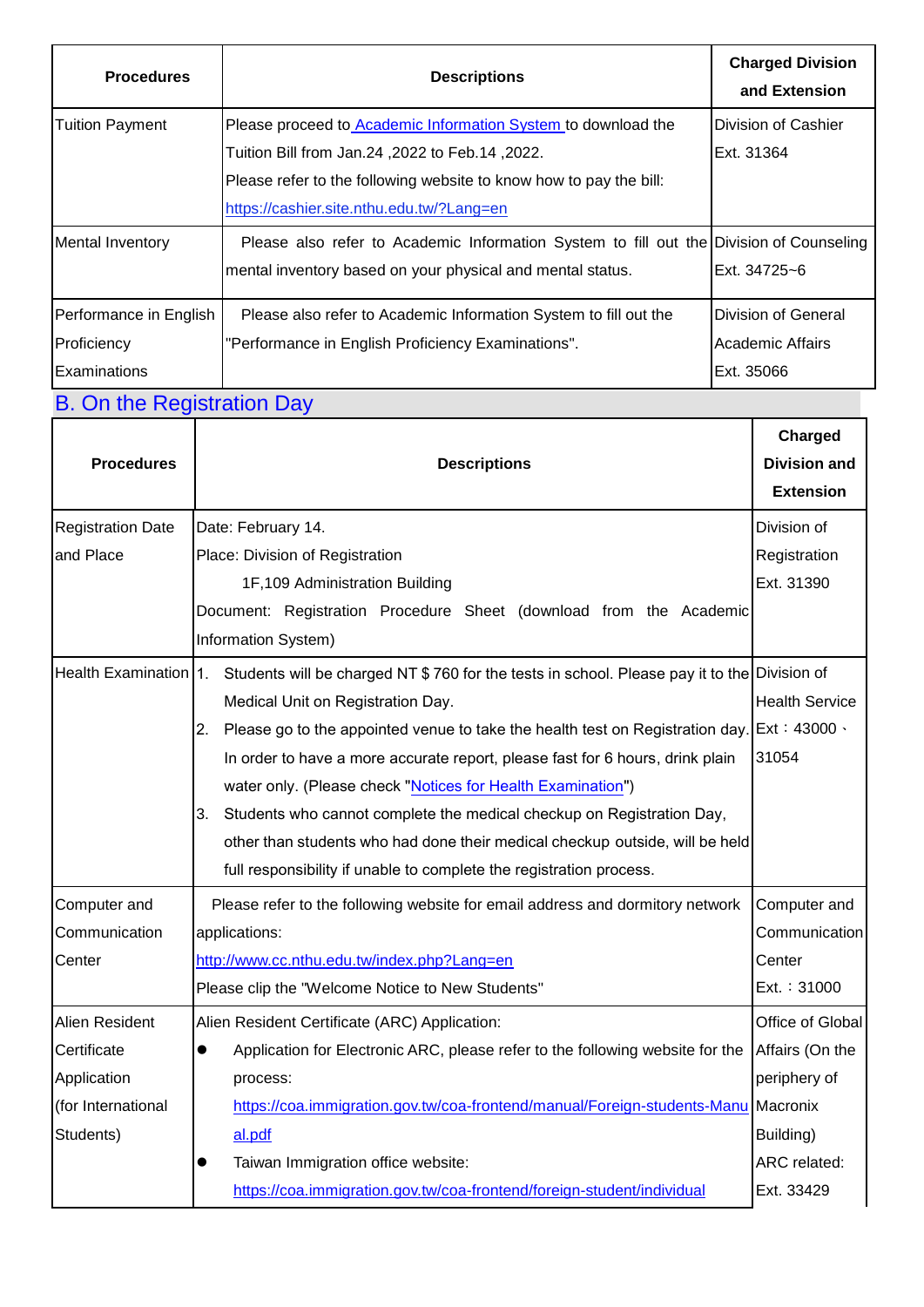| Procedures | Descriptions | Charged Division and Extension |
|---|---|---|
| Tuition Payment | Please proceed to Academic Information System to download the Tuition Bill from Jan.24 ,2022 to Feb.14 ,2022.<br>Please refer to the following website to know how to pay the bill:<br>https://cashier.site.nthu.edu.tw/?Lang=en | Division of Cashier<br>Ext. 31364 |
| Mental Inventory | Please also refer to Academic Information System to fill out the mental inventory based on your physical and mental status. | Division of Counseling<br>Ext. 34725~6 |
| Performance in English Proficiency Examinations | Please also refer to Academic Information System to fill out the "Performance in English Proficiency Examinations". | Division of General Academic Affairs<br>Ext. 35066 |

## B. On the Registration Day

| Procedures | Descriptions | Charged Division and Extension |
|---|---|---|
| Registration Date and Place | Date: February 14.<br>Place: Division of Registration<br>1F,109 Administration Building<br>Document: Registration Procedure Sheet (download from the Academic Information System) | Division of Registration<br>Ext. 31390 |
| Health Examination | 1. Students will be charged NT $ 760 for the tests in school. Please pay it to the Medical Unit on Registration Day.<br>2. Please go to the appointed venue to take the health test on Registration day. In order to have a more accurate report, please fast for 6 hours, drink plain water only. (Please check "Notices for Health Examination")<br>3. Students who cannot complete the medical checkup on Registration Day, other than students who had done their medical checkup outside, will be held full responsibility if unable to complete the registration process. | Division of Health Service<br>Ext：43000、31054 |
| Computer and Communication Center | Please refer to the following website for email address and dormitory network applications:<br>http://www.cc.nthu.edu.tw/index.php?Lang=en<br>Please clip the "Welcome Notice to New Students" | Computer and Communication Center<br>Ext.：31000 |
| Alien Resident Certificate Application (for International Students) | Alien Resident Certificate (ARC) Application:<br>● Application for Electronic ARC, please refer to the following website for the process:<br>https://coa.immigration.gov.tw/coa-frontend/manual/Foreign-students-Manual.pdf<br>● Taiwan Immigration office website:<br>https://coa.immigration.gov.tw/coa-frontend/foreign-student/individual | Office of Global Affairs (On the periphery of Macronix Building)<br>ARC related: Ext. 33429 |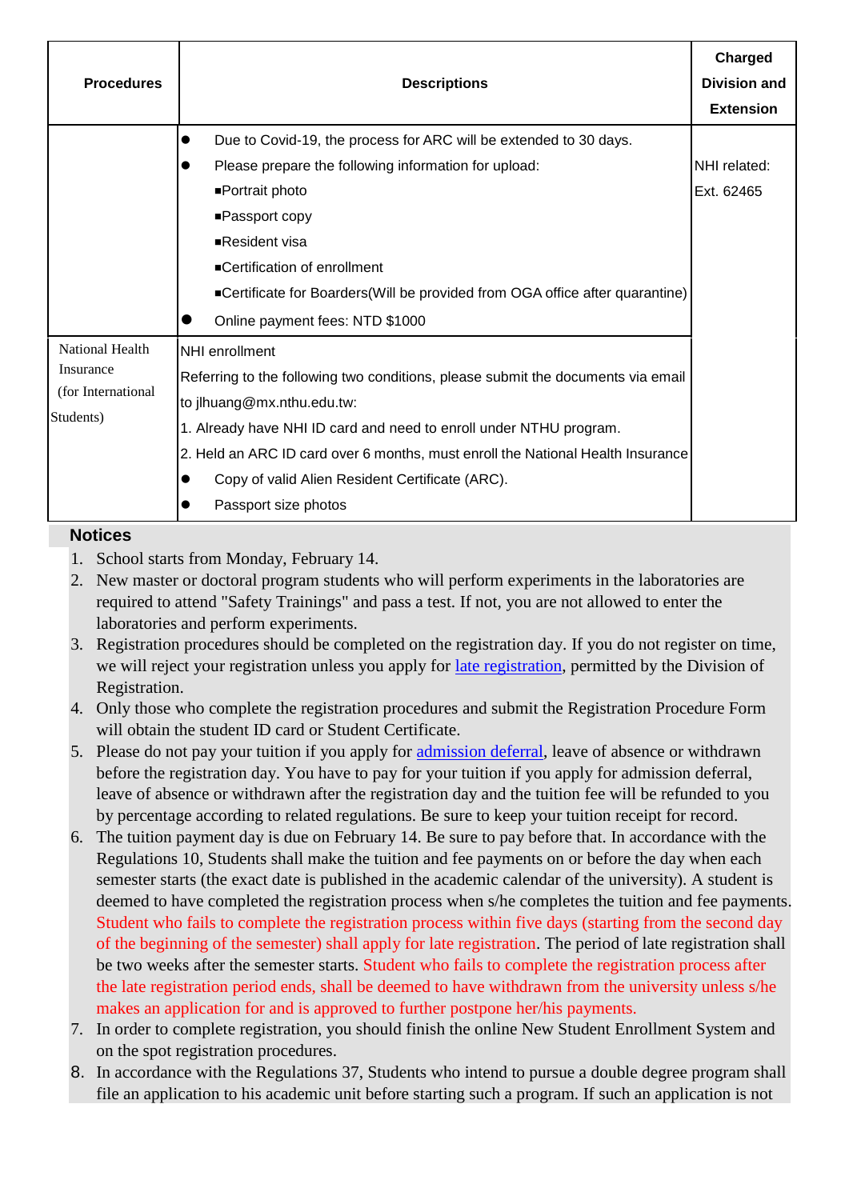| Procedures | Descriptions | Charged Division and Extension |
|---|---|---|
| | ● Due to Covid-19, the process for ARC will be extended to 30 days.<br>● Please prepare the following information for upload:<br>■Portrait photo<br>■Passport copy<br>■Resident visa<br>■Certification of enrollment<br>■Certificate for Boarders(Will be provided from OGA office after quarantine)<br>● Online payment fees: NTD $1000 | NHI related:<br>Ext. 62465 |
| National Health Insurance (for International Students) | NHI enrollment<br>Referring to the following two conditions, please submit the documents via email to jlhuang@mx.nthu.edu.tw:<br>1. Already have NHI ID card and need to enroll under NTHU program.<br>2. Held an ARC ID card over 6 months, must enroll the National Health Insurance<br>● Copy of valid Alien Resident Certificate (ARC).<br>● Passport size photos | |

## Notices

1. School starts from Monday, February 14.
2. New master or doctoral program students who will perform experiments in the laboratories are required to attend "Safety Trainings" and pass a test. If not, you are not allowed to enter the laboratories and perform experiments.
3. Registration procedures should be completed on the registration day. If you do not register on time, we will reject your registration unless you apply for late registration, permitted by the Division of Registration.
4. Only those who complete the registration procedures and submit the Registration Procedure Form will obtain the student ID card or Student Certificate.
5. Please do not pay your tuition if you apply for admission deferral, leave of absence or withdrawn before the registration day. You have to pay for your tuition if you apply for admission deferral, leave of absence or withdrawn after the registration day and the tuition fee will be refunded to you by percentage according to related regulations. Be sure to keep your tuition receipt for record.
6. The tuition payment day is due on February 14. Be sure to pay before that. In accordance with the Regulations 10, Students shall make the tuition and fee payments on or before the day when each semester starts (the exact date is published in the academic calendar of the university). A student is deemed to have completed the registration process when s/he completes the tuition and fee payments. Student who fails to complete the registration process within five days (starting from the second day of the beginning of the semester) shall apply for late registration. The period of late registration shall be two weeks after the semester starts. Student who fails to complete the registration process after the late registration period ends, shall be deemed to have withdrawn from the university unless s/he makes an application for and is approved to further postpone her/his payments.
7. In order to complete registration, you should finish the online New Student Enrollment System and on the spot registration procedures.
8. In accordance with the Regulations 37, Students who intend to pursue a double degree program shall file an application to his academic unit before starting such a program. If such an application is not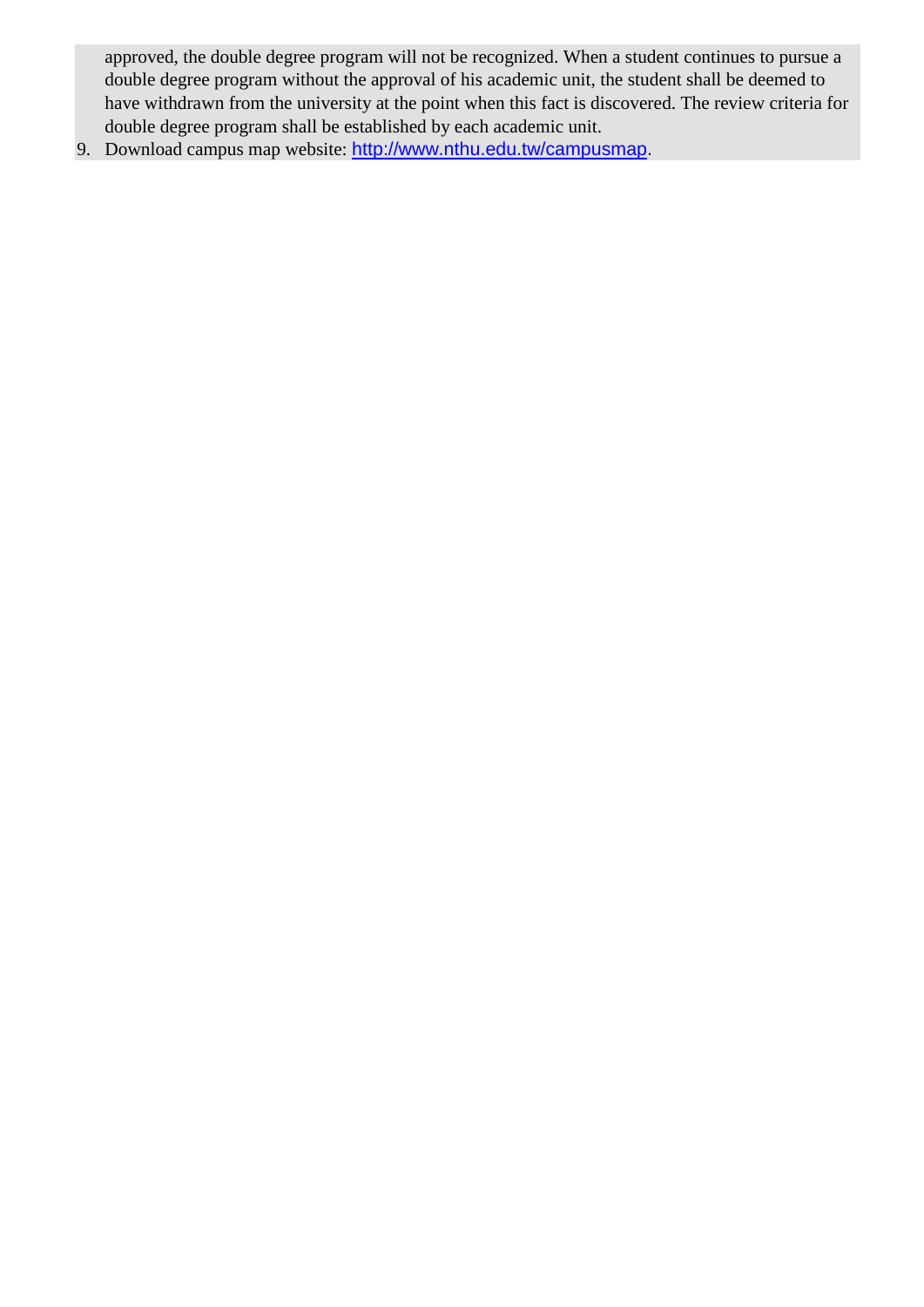approved, the double degree program will not be recognized. When a student continues to pursue a double degree program without the approval of his academic unit, the student shall be deemed to have withdrawn from the university at the point when this fact is discovered. The review criteria for double degree program shall be established by each academic unit.

9. Download campus map website: [http://www.nthu.edu.tw/campusmap](http://www.nthu.edu.tw/campusmap).